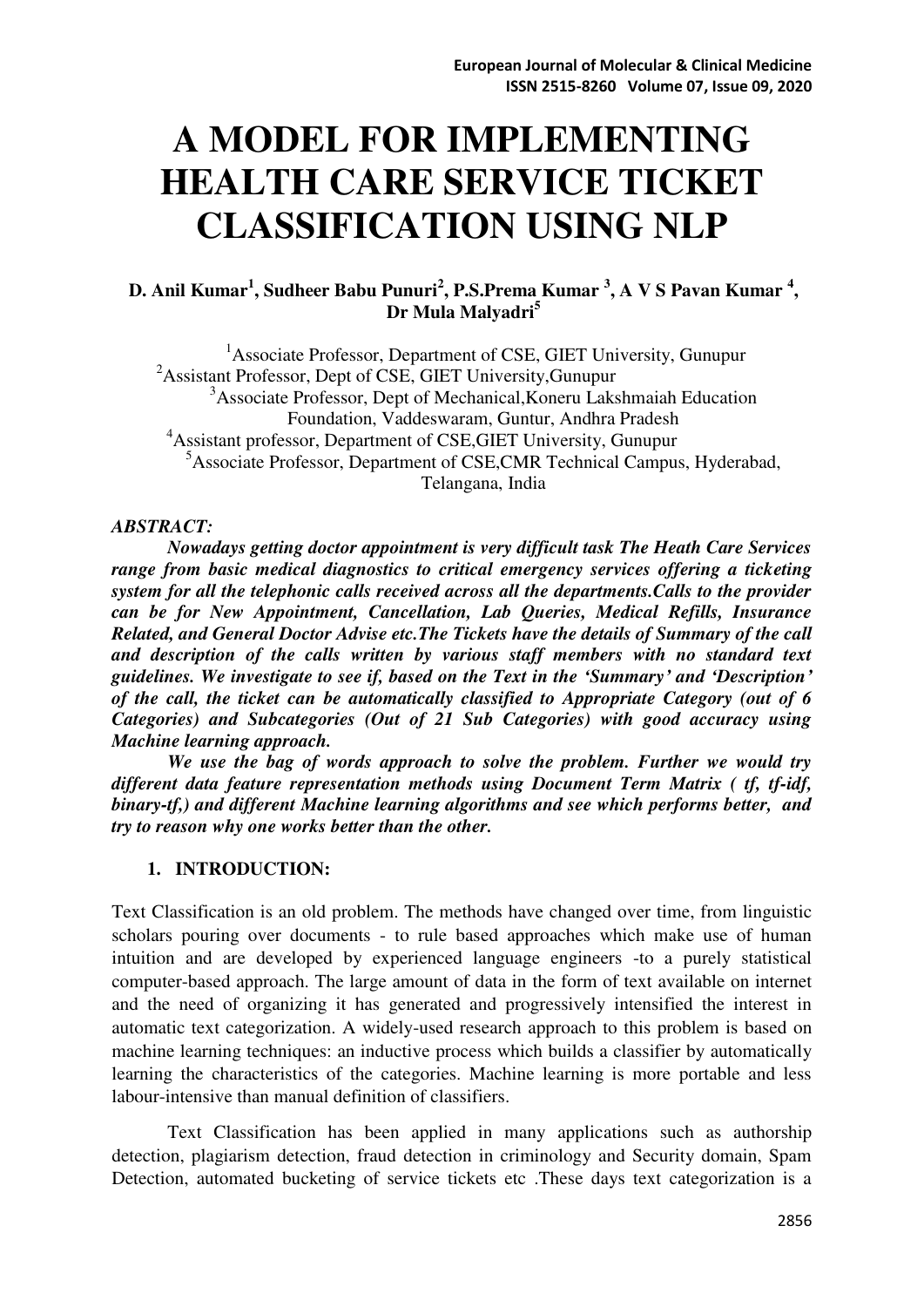# A MODEL FOR IMPLEMENTING HEALTH CARE SERVICE TICKET CLASSIFICATION USING NLP

**D. Anil Kumar[1], Sudheer Babu Punuri[2], P.S.Prema Kumar [3], A V S Pavan Kumar [4], Dr Mula Malyadri[5]**

[1]Associate Professor, Department of CSE, GIET University, Gunupur
[2]Assistant Professor, Dept of CSE, GIET University,Gunupur
[3]Associate Professor, Dept of Mechanical,Koneru Lakshmaiah Education Foundation, Vaddeswaram, Guntur, Andhra Pradesh
[4]Assistant professor, Department of CSE,GIET University, Gunupur
[5]Associate Professor, Department of CSE,CMR Technical Campus, Hyderabad, Telangana, India

***ABSTRACT:***

***Nowadays getting doctor appointment is very difficult task The Heath Care Services range from basic medical diagnostics to critical emergency services offering a ticketing system for all the telephonic calls received across all the departments.Calls to the provider can be for New Appointment, Cancellation, Lab Queries, Medical Refills, Insurance Related, and General Doctor Advise etc.The Tickets have the details of Summary of the call and description of the calls written by various staff members with no standard text guidelines. We investigate to see if, based on the Text in the 'Summary' and 'Description' of the call, the ticket can be automatically classified to Appropriate Category (out of 6 Categories) and Subcategories (Out of 21 Sub Categories) with good accuracy using Machine learning approach.***

***We use the bag of words approach to solve the problem. Further we would try different data feature representation methods using Document Term Matrix ( tf, tf-idf, binary-tf,) and different Machine learning algorithms and see which performs better, and try to reason why one works better than the other.***

## 1. INTRODUCTION:

Text Classification is an old problem. The methods have changed over time, from linguistic scholars pouring over documents - to rule based approaches which make use of human intuition and are developed by experienced language engineers -to a purely statistical computer-based approach. The large amount of data in the form of text available on internet and the need of organizing it has generated and progressively intensified the interest in automatic text categorization. A widely-used research approach to this problem is based on machine learning techniques: an inductive process which builds a classifier by automatically learning the characteristics of the categories. Machine learning is more portable and less labour-intensive than manual definition of classifiers.

Text Classification has been applied in many applications such as authorship detection, plagiarism detection, fraud detection in criminology and Security domain, Spam Detection, automated bucketing of service tickets etc .These days text categorization is a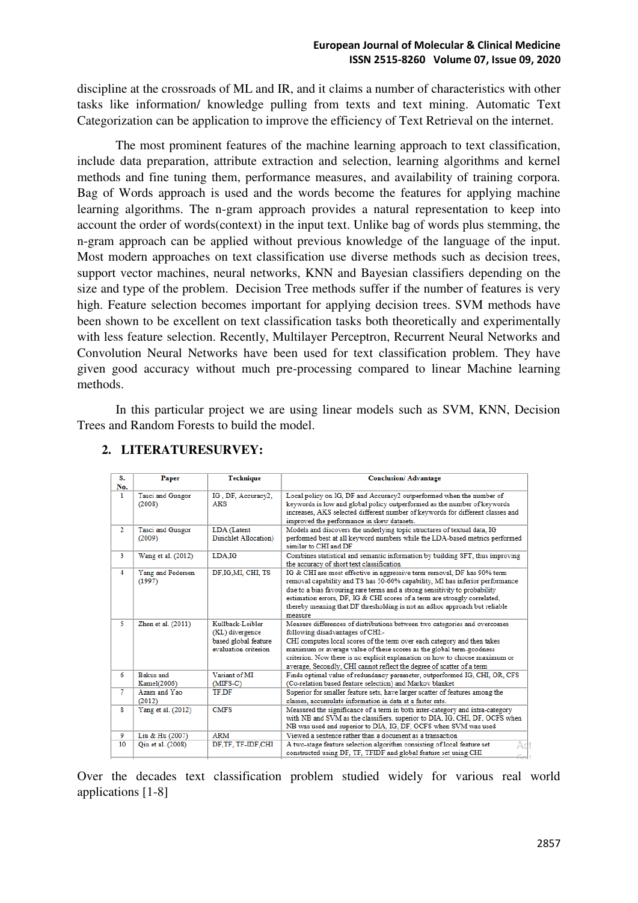discipline at the crossroads of ML and IR, and it claims a number of characteristics with other tasks like information/ knowledge pulling from texts and text mining. Automatic Text Categorization can be application to improve the efficiency of Text Retrieval on the internet.

The most prominent features of the machine learning approach to text classification, include data preparation, attribute extraction and selection, learning algorithms and kernel methods and fine tuning them, performance measures, and availability of training corpora. Bag of Words approach is used and the words become the features for applying machine learning algorithms. The n-gram approach provides a natural representation to keep into account the order of words(context) in the input text. Unlike bag of words plus stemming, the n-gram approach can be applied without previous knowledge of the language of the input. Most modern approaches on text classification use diverse methods such as decision trees, support vector machines, neural networks, KNN and Bayesian classifiers depending on the size and type of the problem. Decision Tree methods suffer if the number of features is very high. Feature selection becomes important for applying decision trees. SVM methods have been shown to be excellent on text classification tasks both theoretically and experimentally with less feature selection. Recently, Multilayer Perceptron, Recurrent Neural Networks and Convolution Neural Networks have been used for text classification problem. They have given good accuracy without much pre-processing compared to linear Machine learning methods.

In this particular project we are using linear models such as SVM, KNN, Decision Trees and Random Forests to build the model.

## 2. LITERATURESURVEY:

| S. No. | Paper | Technique | Conclusion/ Advantage |
|---|---|---|---|
| 1 | Tasci and Gungor (2008) | IG , DF, Accuracy2, AKS | Local policy on IG, DF and Accuracy2 outperformed when the number of keywords is low and global policy outperformed as the number of keywords increases, AKS selected different number of keywords for different classes and improved the performance in skew datasets. |
| 2 | Tasci and Gungor (2009) | LDA (Latent Dirichlet Allocation) | Models and discovers the underlying topic structures of textual data, IG performed best at all keyword numbers while the LDA-based metrics performed similar to CHI and DF |
| 3 | Wang et al. (2012) | LDA,IG | Combines statistical and semantic information by building SFT, thus improving the accuracy of short text classification |
| 4 | Yang and Pedersen (1997) | DF,IG,MI, CHI, TS | IG & CHI are most effective in aggressive term removal, DF has 90% term removal capability and TS has 50-60% capability, MI has inferior performance due to a bias favouring rare terms and a strong sensitivity to probability estimation errors, DF, IG & CHI scores of a term are strongly correlated, thereby meaning that DF thresholding is not an adhoc approach but reliable measure |
| 5 | Zhen et al. (2011) | Kullback-Leibler (KL) divergence based global feature evaluation criterion | Measure differences of distributions between two categories and overcomes following disadvantages of CHI:- CHI computes local scores of the term over each category and then takes maximum or average value of these scores as the global term-goodness criterion. Now there is no explicit explanation on how to choose maximum or average. Secondly, CHI cannot reflect the degree of scatter of a term |
| 6 | Bakus and Kamel(2006) | Variant of MI (MIFS-C) | Finds optimal value of redundancy parameter, outperformed IG, CHI, OR, CFS (Co-relation based feature selection) and Markov blanket |
| 7 | Azam and Yao (2012) | TF,DF | Superior for smaller feature sets, have larger scatter of features among the classes, accumulate information in data at a faster rate. |
| 8 | Yang et al. (2012) | CMFS | Measured the significance of a term in both inter-category and intra-category with NB and SVM as the classifiers, superior to DIA, IG, CHI, DF, OCFS when NB was used and superior to DIA, IG, DF, OCFS when SVM was used |
| 9 | Liu & Hu (2007) | ARM | Viewed a sentence rather than a document as a transaction |
| 10 | Qiu et al. (2008) | DF,TF, TF-IDF,CHI | A two-stage feature selection algorithm consisting of local feature set constructed using DF, TF, TFIDF and global feature set using CHI |

Over the decades text classification problem studied widely for various real world applications [1-8]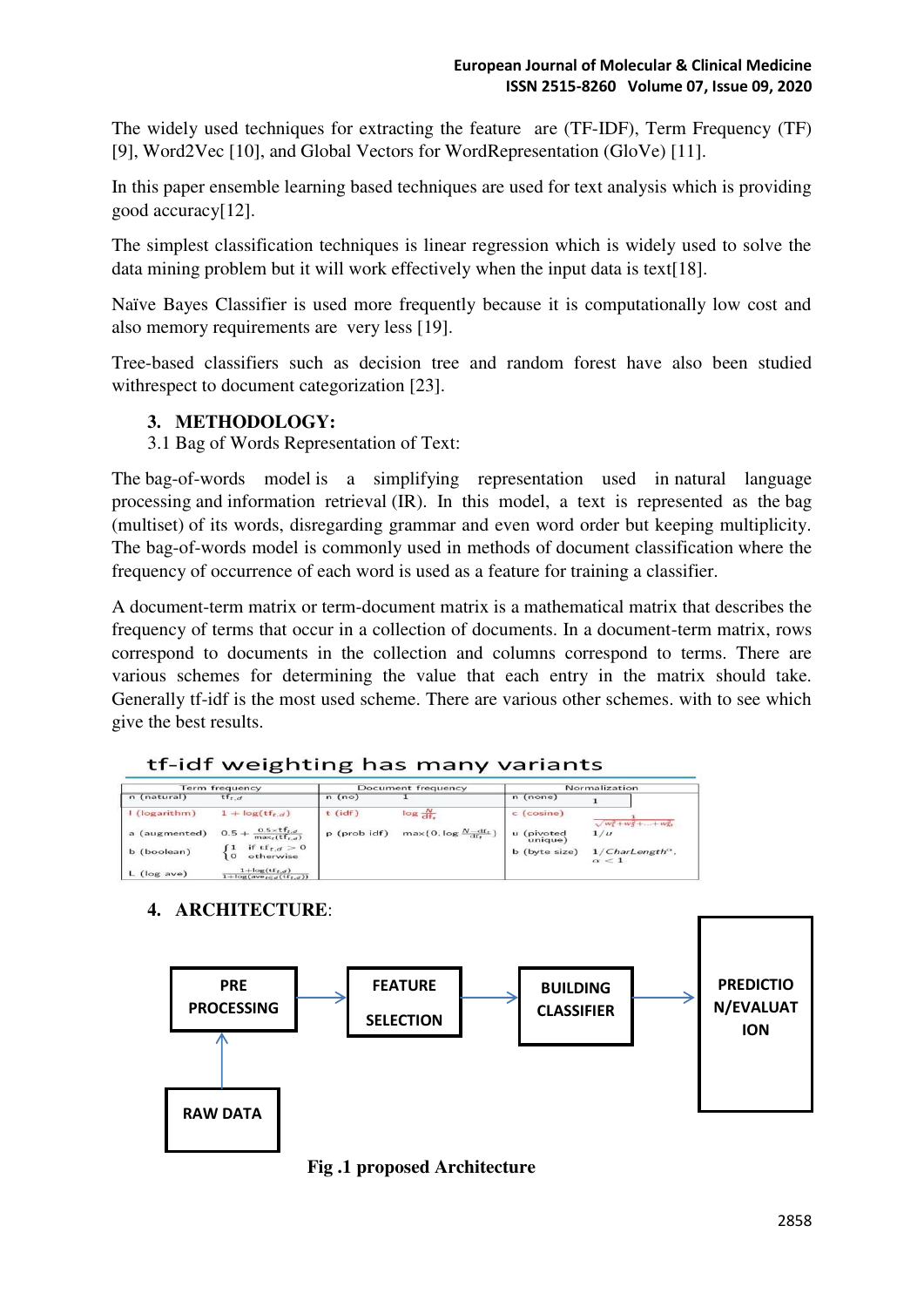The widely used techniques for extracting the feature are (TF-IDF), Term Frequency (TF) [9], Word2Vec [10], and Global Vectors for WordRepresentation (GloVe) [11].

In this paper ensemble learning based techniques are used for text analysis which is providing good accuracy[12].

The simplest classification techniques is linear regression which is widely used to solve the data mining problem but it will work effectively when the input data is text[18].

Naïve Bayes Classifier is used more frequently because it is computationally low cost and also memory requirements are very less [19].

Tree-based classifiers such as decision tree and random forest have also been studied withrespect to document categorization [23].

## 3. METHODOLOGY:

3.1 Bag of Words Representation of Text:

The bag-of-words model is a simplifying representation used in natural language processing and information retrieval (IR). In this model, a text is represented as the bag (multiset) of its words, disregarding grammar and even word order but keeping multiplicity. The bag-of-words model is commonly used in methods of document classification where the frequency of occurrence of each word is used as a feature for training a classifier.

A document-term matrix or term-document matrix is a mathematical matrix that describes the frequency of terms that occur in a collection of documents. In a document-term matrix, rows correspond to documents in the collection and columns correspond to terms. There are various schemes for determining the value that each entry in the matrix should take. Generally tf-idf is the most used scheme. There are various other schemes. with to see which give the best results.

tf-idf weighting has many variants

| Term frequency | | Document frequency | | Normalization | |
|---|---|---|---|---|---|
| n (natural) | $\text{tf}_{t,d}$ | n (no) | 1 | n (none) | 1 |
| l (logarithm) | $1 + \log(\text{tf}_{t,d})$ | t (idf) | $\log \frac{N}{\text{df}_t}$ | c (cosine) | $\frac{1}{\sqrt{w_1^2 + w_2^2 + \ldots + w_M^2}}$ |
| a (augmented) | $0.5 + \frac{0.5 \times \text{tf}_{t,d}}{\max_t(\text{tf}_{t,d})}$ | p (prob idf) | $\max\{0, \log \frac{N - \text{df}_t}{\text{df}_t}\}$ | u (pivoted unique) | $1/u$ |
| b (boolean) | $\begin{cases} 1 & \text{if } \text{tf}_{t,d} > 0 \\ 0 & \text{otherwise} \end{cases}$ | | | b (byte size) | $1/\mathit{CharLength}^{\alpha}, \alpha < 1$ |
| L (log ave) | $\frac{1 + \log(\text{tf}_{t,d})}{1 + \log(\text{ave}_{t \in d}(\text{tf}_{t,d}))}$ | | | | |

## 4. ARCHITECTURE:

RAW DATA → PRE PROCESSING → FEATURE SELECTION → BUILDING CLASSIFIER → PREDICTION/EVALUATION

**Fig .1 proposed Architecture**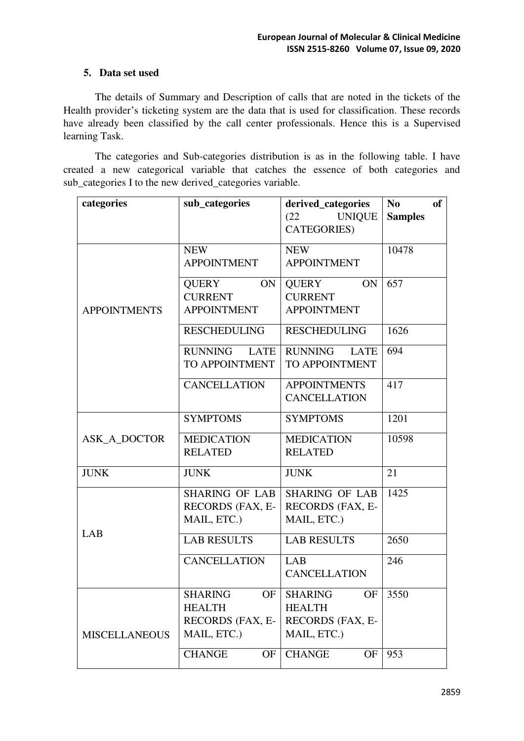## 5. Data set used

The details of Summary and Description of calls that are noted in the tickets of the Health provider's ticketing system are the data that is used for classification. These records have already been classified by the call center professionals. Hence this is a Supervised learning Task.

The categories and Sub-categories distribution is as in the following table. I have created a new categorical variable that catches the essence of both categories and sub_categories I to the new derived_categories variable.

| categories | sub_categories | derived_categories (22 UNIQUE CATEGORIES) | No of Samples |
|---|---|---|---|
| APPOINTMENTS | NEW APPOINTMENT | NEW APPOINTMENT | 10478 |
| | QUERY ON CURRENT APPOINTMENT | QUERY ON CURRENT APPOINTMENT | 657 |
| | RESCHEDULING | RESCHEDULING | 1626 |
| | RUNNING LATE TO APPOINTMENT | RUNNING LATE TO APPOINTMENT | 694 |
| | CANCELLATION | APPOINTMENTS CANCELLATION | 417 |
| ASK_A_DOCTOR | SYMPTOMS | SYMPTOMS | 1201 |
| | MEDICATION RELATED | MEDICATION RELATED | 10598 |
| JUNK | JUNK | JUNK | 21 |
| LAB | SHARING OF LAB RECORDS (FAX, E-MAIL, ETC.) | SHARING OF LAB RECORDS (FAX, E-MAIL, ETC.) | 1425 |
| | LAB RESULTS | LAB RESULTS | 2650 |
| | CANCELLATION | LAB CANCELLATION | 246 |
| MISCELLANEOUS | SHARING OF HEALTH RECORDS (FAX, E-MAIL, ETC.) | SHARING OF HEALTH RECORDS (FAX, E-MAIL, ETC.) | 3550 |
| | CHANGE OF | CHANGE OF | 953 |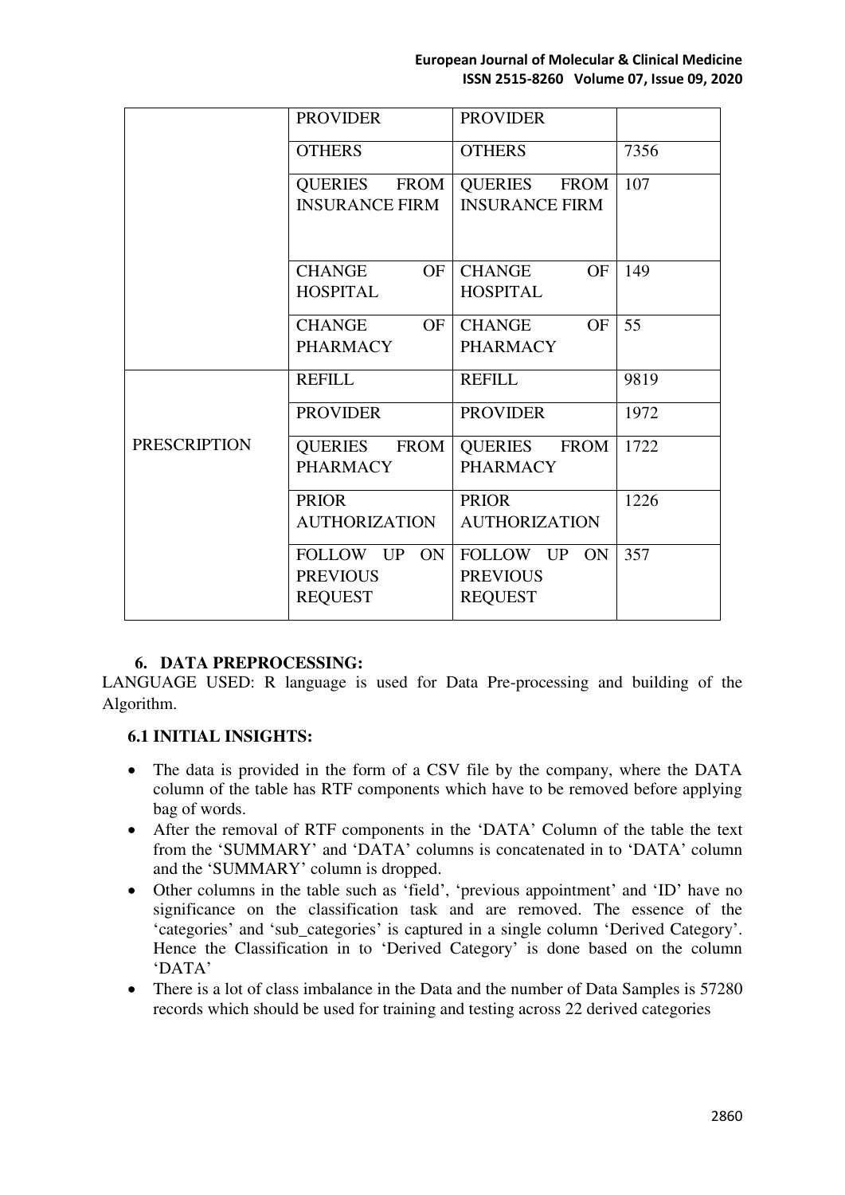| | | | |
|---|---|---|---|
| | PROVIDER | PROVIDER | |
| | OTHERS | OTHERS | 7356 |
| | QUERIES FROM INSURANCE FIRM | QUERIES FROM INSURANCE FIRM | 107 |
| | CHANGE OF HOSPITAL | CHANGE OF HOSPITAL | 149 |
| | CHANGE OF PHARMACY | CHANGE OF PHARMACY | 55 |
| PRESCRIPTION | REFILL | REFILL | 9819 |
| | PROVIDER | PROVIDER | 1972 |
| | QUERIES FROM PHARMACY | QUERIES FROM PHARMACY | 1722 |
| | PRIOR AUTHORIZATION | PRIOR AUTHORIZATION | 1226 |
| | FOLLOW UP ON PREVIOUS REQUEST | FOLLOW UP ON PREVIOUS REQUEST | 357 |

## 6. DATA PREPROCESSING:

LANGUAGE USED: R language is used for Data Pre-processing and building of the Algorithm.

### 6.1 INITIAL INSIGHTS:

- The data is provided in the form of a CSV file by the company, where the DATA column of the table has RTF components which have to be removed before applying bag of words.
- After the removal of RTF components in the 'DATA' Column of the table the text from the 'SUMMARY' and 'DATA' columns is concatenated in to 'DATA' column and the 'SUMMARY' column is dropped.
- Other columns in the table such as 'field', 'previous appointment' and 'ID' have no significance on the classification task and are removed. The essence of the 'categories' and 'sub_categories' is captured in a single column 'Derived Category'. Hence the Classification in to 'Derived Category' is done based on the column 'DATA'
- There is a lot of class imbalance in the Data and the number of Data Samples is 57280 records which should be used for training and testing across 22 derived categories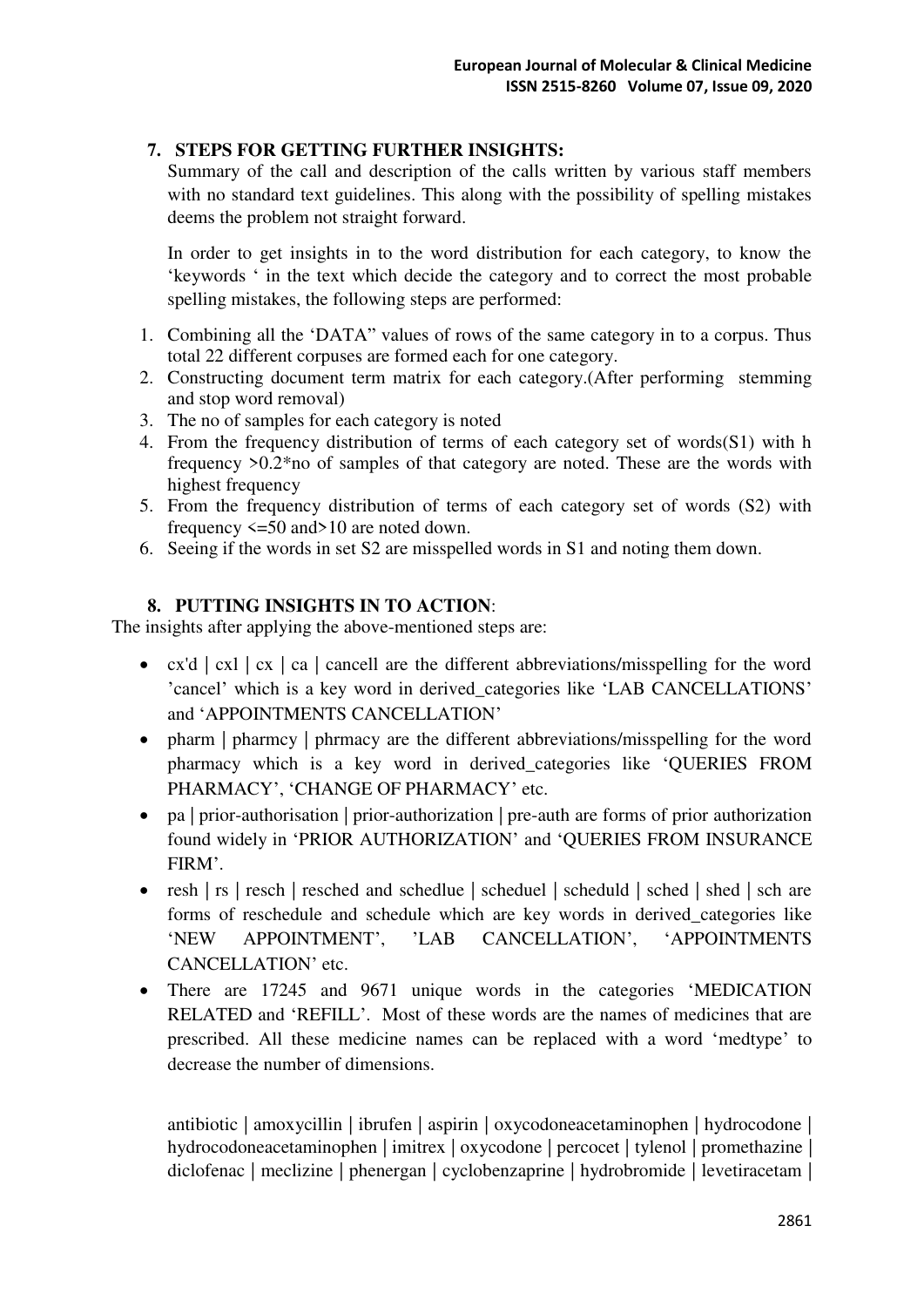## 7. STEPS FOR GETTING FURTHER INSIGHTS:

Summary of the call and description of the calls written by various staff members with no standard text guidelines. This along with the possibility of spelling mistakes deems the problem not straight forward.

In order to get insights in to the word distribution for each category, to know the 'keywords ' in the text which decide the category and to correct the most probable spelling mistakes, the following steps are performed:

1. Combining all the 'DATA" values of rows of the same category in to a corpus. Thus total 22 different corpuses are formed each for one category.
2. Constructing document term matrix for each category.(After performing stemming and stop word removal)
3. The no of samples for each category is noted
4. From the frequency distribution of terms of each category set of words(S1) with h frequency >0.2*no of samples of that category are noted. These are the words with highest frequency
5. From the frequency distribution of terms of each category set of words (S2) with frequency <=50 and>10 are noted down.
6. Seeing if the words in set S2 are misspelled words in S1 and noting them down.

## 8. PUTTING INSIGHTS IN TO ACTION:

The insights after applying the above-mentioned steps are:

- cx'd | cxl | cx | ca | cancell are the different abbreviations/misspelling for the word 'cancel' which is a key word in derived_categories like 'LAB CANCELLATIONS' and 'APPOINTMENTS CANCELLATION'
- pharm | pharmcy | phrmacy are the different abbreviations/misspelling for the word pharmacy which is a key word in derived_categories like 'QUERIES FROM PHARMACY', 'CHANGE OF PHARMACY' etc.
- pa | prior-authorisation | prior-authorization | pre-auth are forms of prior authorization found widely in 'PRIOR AUTHORIZATION' and 'QUERIES FROM INSURANCE FIRM'.
- resh | rs | resch | resched and schedlue | scheduel | scheduld | sched | shed | sch are forms of reschedule and schedule which are key words in derived_categories like 'NEW APPOINTMENT', 'LAB CANCELLATION', 'APPOINTMENTS CANCELLATION' etc.
- There are 17245 and 9671 unique words in the categories 'MEDICATION RELATED and 'REFILL'. Most of these words are the names of medicines that are prescribed. All these medicine names can be replaced with a word 'medtype' to decrease the number of dimensions.

  antibiotic | amoxycillin | ibrufen | aspirin | oxycodoneacetaminophen | hydrocodone | hydrocodoneacetaminophen | imitrex | oxycodone | percocet | tylenol | promethazine | diclofenac | meclizine | phenergan | cyclobenzaprine | hydrobromide | levetiracetam |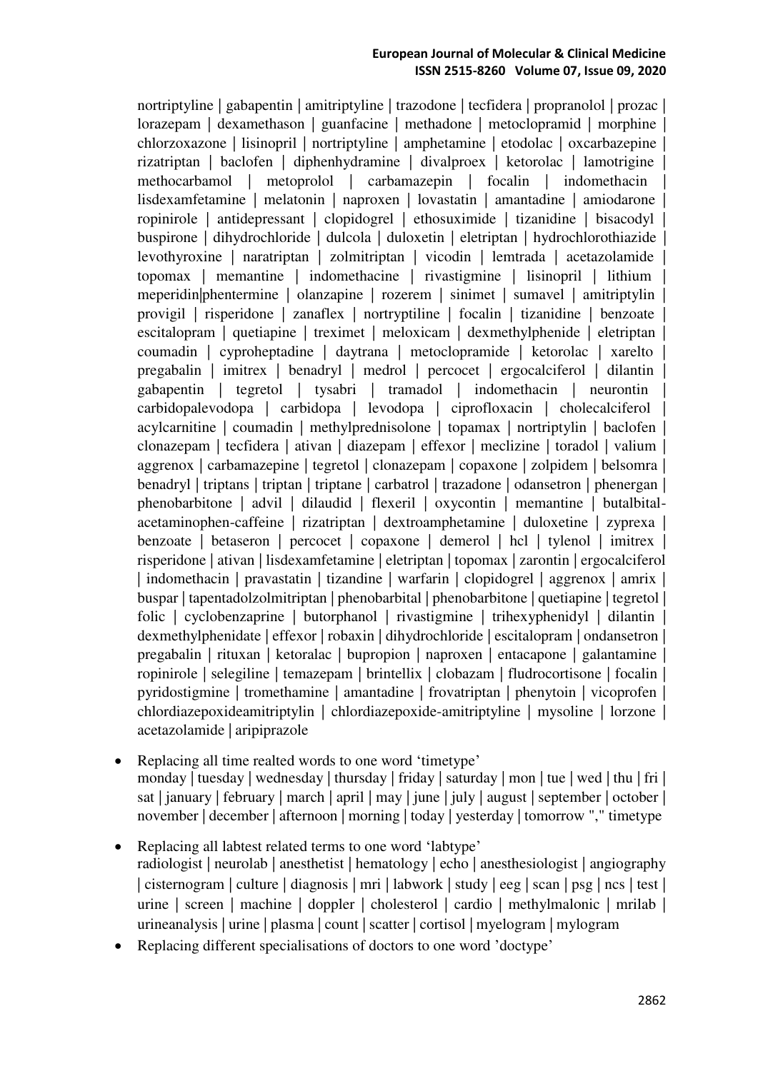nortriptyline | gabapentin | amitriptyline | trazodone | tecfidera | propranolol | prozac | lorazepam | dexamethason | guanfacine | methadone | metoclopramid | morphine | chlorzoxazone | lisinopril | nortriptyline | amphetamine | etodolac | oxcarbazepine | rizatriptan | baclofen | diphenhydramine | divalproex | ketorolac | lamotrigine | methocarbamol | metoprolol | carbamazepin | focalin | indomethacin | lisdexamfetamine | melatonin | naproxen | lovastatin | amantadine | amiodarone | ropinirole | antidepressant | clopidogrel | ethosuximide | tizanidine | bisacodyl | buspirone | dihydrochloride | dulcola | duloxetin | eletriptan | hydrochlorothiazide | levothyroxine | naratriptan | zolmitriptan | vicodin | lemtrada | acetazolamide | topomax | memantine | indomethacine | rivastigmine | lisinopril | lithium | meperidin|phentermine | olanzapine | rozerem | sinimet | sumavel | amitriptylin | provigil | risperidone | zanaflex | nortryptiline | focalin | tizanidine | benzoate | escitalopram | quetiapine | treximet | meloxicam | dexmethylphenide | eletriptan | coumadin | cyproheptadine | daytrana | metoclopramide | ketorolac | xarelto | pregabalin | imitrex | benadryl | medrol | percocet | ergocalciferol | dilantin | gabapentin | tegretol | tysabri | tramadol | indomethacin | neurontin | carbidopalevodopa | carbidopa | levodopa | ciprofloxacin | cholecalciferol | acylcarnitine | coumadin | methylprednisolone | topamax | nortriptylin | baclofen | clonazepam | tecfidera | ativan | diazepam | effexor | meclizine | toradol | valium | aggrenox | carbamazepine | tegretol | clonazepam | copaxone | zolpidem | belsomra | benadryl | triptans | triptan | triptane | carbatrol | trazadone | odansetron | phenergan | phenobarbitone | advil | dilaudid | flexeril | oxycontin | memantine | butalbital-acetaminophen-caffeine | rizatriptan | dextroamphetamine | duloxetine | zyprexa | benzoate | betaseron | percocet | copaxone | demerol | hcl | tylenol | imitrex | risperidone | ativan | lisdexamfetamine | eletriptan | topomax | zarontin | ergocalciferol | indomethacin | pravastatin | tizandine | warfarin | clopidogrel | aggrenox | amrix | buspar | tapentadolzolmitriptan | phenobarbital | phenobarbitone | quetiapine | tegretol | folic | cyclobenzaprine | butorphanol | rivastigmine | trihexyphenidyl | dilantin | dexmethylphenidate | effexor | robaxin | dihydrochloride | escitalopram | ondansetron | pregabalin | rituxan | ketoralac | bupropion | naproxen | entacapone | galantamine | ropinirole | selegiline | temazepam | brintellix | clobazam | fludrocortisone | focalin | pyridostigmine | tromethamine | amantadine | frovatriptan | phenytoin | vicoprofen | chlordiazepoxideamitriptylin | chlordiazepoxide-amitriptyline | mysoline | lorzone | acetazolamide | aripiprazole

- Replacing all time realted words to one word 'timetype'
  monday | tuesday | wednesday | thursday | friday | saturday | mon | tue | wed | thu | fri | sat | january | february | march | april | may | june | july | august | september | october | november | december | afternoon | morning | today | yesterday | tomorrow "," timetype

- Replacing all labtest related terms to one word 'labtype'
  radiologist | neurolab | anesthetist | hematology | echo | anesthesiologist | angiography | cisternogram | culture | diagnosis | mri | labwork | study | eeg | scan | psg | ncs | test | urine | screen | machine | doppler | cholesterol | cardio | methylmalonic | mrilab | urineanalysis | urine | plasma | count | scatter | cortisol | myelogram | mylogram

- Replacing different specialisations of doctors to one word 'doctype'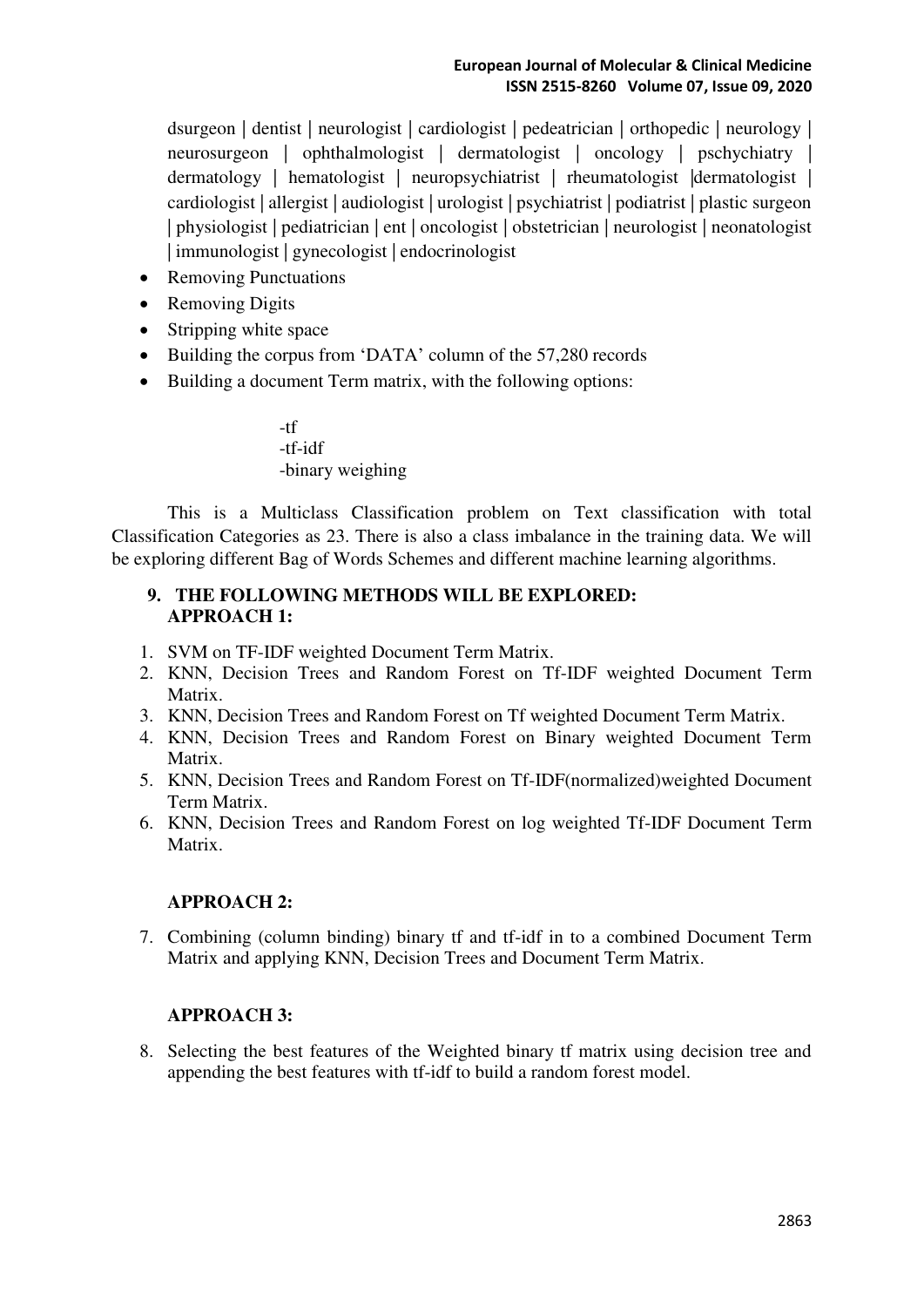dsurgeon | dentist | neurologist | cardiologist | pedeatrician | orthopedic | neurology | neurosurgeon | ophthalmologist | dermatologist | oncology | pschychiatry | dermatology | hematologist | neuropsychiatrist | rheumatologist |dermatologist | cardiologist | allergist | audiologist | urologist | psychiatrist | podiatrist | plastic surgeon | physiologist | pediatrician | ent | oncologist | obstetrician | neurologist | neonatologist | immunologist | gynecologist | endocrinologist

- Removing Punctuations
- Removing Digits
- Stripping white space
- Building the corpus from 'DATA' column of the 57,280 records
- Building a document Term matrix, with the following options:

  -tf
  -tf-idf
  -binary weighing

This is a Multiclass Classification problem on Text classification with total Classification Categories as 23. There is also a class imbalance in the training data. We will be exploring different Bag of Words Schemes and different machine learning algorithms.

## 9. THE FOLLOWING METHODS WILL BE EXPLORED:

**APPROACH 1:**

1. SVM on TF-IDF weighted Document Term Matrix.
2. KNN, Decision Trees and Random Forest on Tf-IDF weighted Document Term Matrix.
3. KNN, Decision Trees and Random Forest on Tf weighted Document Term Matrix.
4. KNN, Decision Trees and Random Forest on Binary weighted Document Term Matrix.
5. KNN, Decision Trees and Random Forest on Tf-IDF(normalized)weighted Document Term Matrix.
6. KNN, Decision Trees and Random Forest on log weighted Tf-IDF Document Term Matrix.

**APPROACH 2:**

7. Combining (column binding) binary tf and tf-idf in to a combined Document Term Matrix and applying KNN, Decision Trees and Document Term Matrix.

**APPROACH 3:**

8. Selecting the best features of the Weighted binary tf matrix using decision tree and appending the best features with tf-idf to build a random forest model.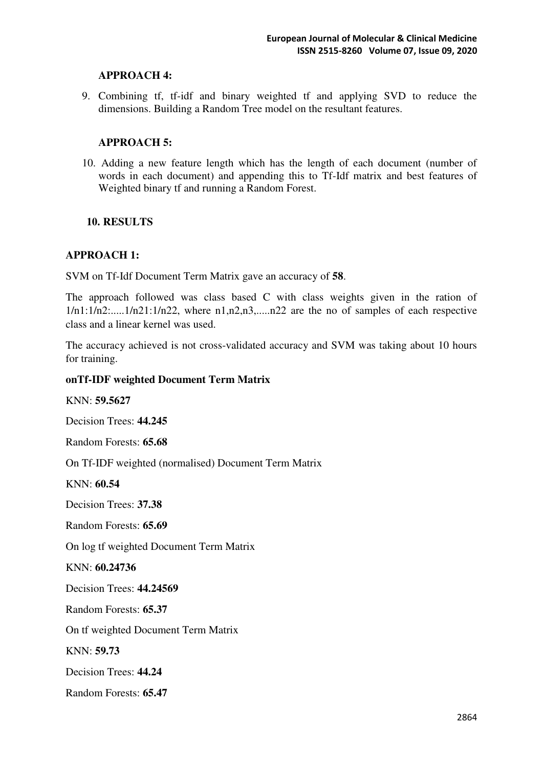**APPROACH 4:**

9. Combining tf, tf-idf and binary weighted tf and applying SVD to reduce the dimensions. Building a Random Tree model on the resultant features.

**APPROACH 5:**

10. Adding a new feature length which has the length of each document (number of words in each document) and appending this to Tf-Idf matrix and best features of Weighted binary tf and running a Random Forest.

## 10. RESULTS

**APPROACH 1:**

SVM on Tf-Idf Document Term Matrix gave an accuracy of **58**.

The approach followed was class based C with class weights given in the ration of 1/n1:1/n2:.....1/n21:1/n22, where n1,n2,n3,.....n22 are the no of samples of each respective class and a linear kernel was used.

The accuracy achieved is not cross-validated accuracy and SVM was taking about 10 hours for training.

**onTf-IDF weighted Document Term Matrix**

KNN: **59.5627**

Decision Trees: **44.245**

Random Forests: **65.68**

On Tf-IDF weighted (normalised) Document Term Matrix

KNN: **60.54**

Decision Trees: **37.38**

Random Forests: **65.69**

On log tf weighted Document Term Matrix

KNN: **60.24736**

Decision Trees: **44.24569**

Random Forests: **65.37**

On tf weighted Document Term Matrix

KNN: **59.73**

Decision Trees: **44.24**

Random Forests: **65.47**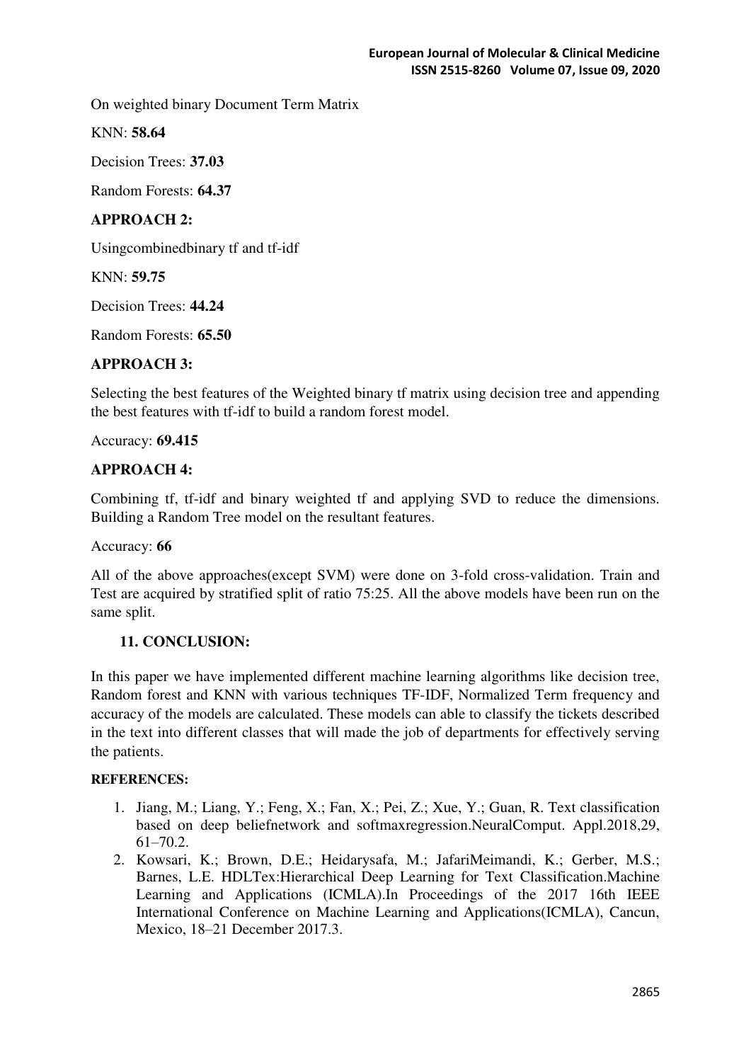On weighted binary Document Term Matrix

KNN: **58.64**

Decision Trees: **37.03**

Random Forests: **64.37**

**APPROACH 2:**

Usingcombinedbinary tf and tf-idf

KNN: **59.75**

Decision Trees: **44.24**

Random Forests: **65.50**

**APPROACH 3:**

Selecting the best features of the Weighted binary tf matrix using decision tree and appending the best features with tf-idf to build a random forest model.

Accuracy: **69.415**

**APPROACH 4:**

Combining tf, tf-idf and binary weighted tf and applying SVD to reduce the dimensions. Building a Random Tree model on the resultant features.

Accuracy: **66**

All of the above approaches(except SVM) were done on 3-fold cross-validation. Train and Test are acquired by stratified split of ratio 75:25. All the above models have been run on the same split.

## 11. CONCLUSION:

In this paper we have implemented different machine learning algorithms like decision tree, Random forest and KNN with various techniques TF-IDF, Normalized Term frequency and accuracy of the models are calculated. These models can able to classify the tickets described in the text into different classes that will made the job of departments for effectively serving the patients.

**REFERENCES:**

1. Jiang, M.; Liang, Y.; Feng, X.; Fan, X.; Pei, Z.; Xue, Y.; Guan, R. Text classification based on deep beliefnetwork and softmaxregression.NeuralComput. Appl.2018,29, 61–70.2.
2. Kowsari, K.; Brown, D.E.; Heidarysafa, M.; JafariMeimandi, K.; Gerber, M.S.; Barnes, L.E. HDLTex:Hierarchical Deep Learning for Text Classification.Machine Learning and Applications (ICMLA).In Proceedings of the 2017 16th IEEE International Conference on Machine Learning and Applications(ICMLA), Cancun, Mexico, 18–21 December 2017.3.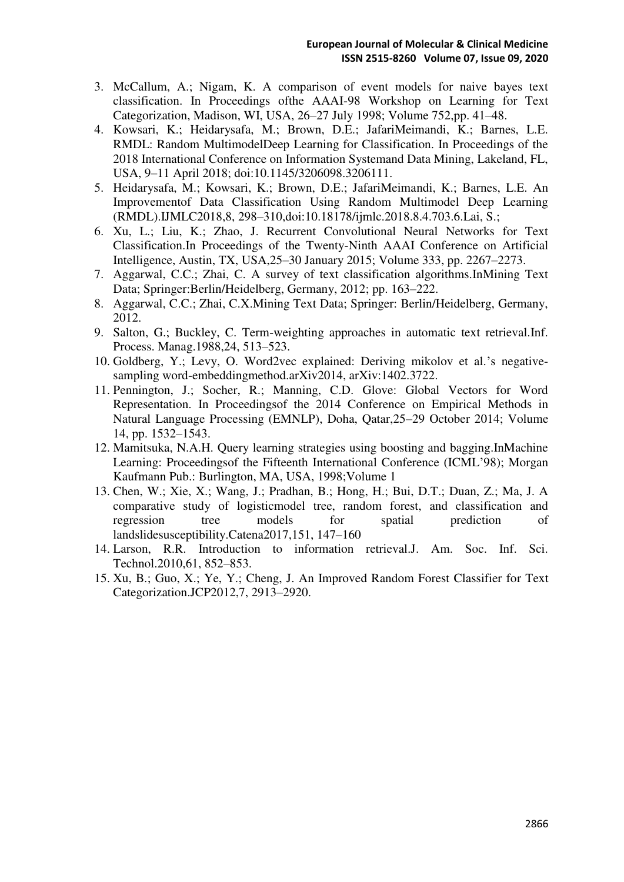3. McCallum, A.; Nigam, K. A comparison of event models for naive bayes text classification. In Proceedings ofthe AAAI-98 Workshop on Learning for Text Categorization, Madison, WI, USA, 26–27 July 1998; Volume 752,pp. 41–48.
4. Kowsari, K.; Heidarysafa, M.; Brown, D.E.; JafariMeimandi, K.; Barnes, L.E. RMDL: Random MultimodelDeep Learning for Classification. In Proceedings of the 2018 International Conference on Information Systemand Data Mining, Lakeland, FL, USA, 9–11 April 2018; doi:10.1145/3206098.3206111.
5. Heidarysafa, M.; Kowsari, K.; Brown, D.E.; JafariMeimandi, K.; Barnes, L.E. An Improvementof Data Classification Using Random Multimodel Deep Learning (RMDL).IJMLC2018,8, 298–310,doi:10.18178/ijmlc.2018.8.4.703.6.Lai, S.;
6. Xu, L.; Liu, K.; Zhao, J. Recurrent Convolutional Neural Networks for Text Classification.In Proceedings of the Twenty-Ninth AAAI Conference on Artificial Intelligence, Austin, TX, USA,25–30 January 2015; Volume 333, pp. 2267–2273.
7. Aggarwal, C.C.; Zhai, C. A survey of text classification algorithms.InMining Text Data; Springer:Berlin/Heidelberg, Germany, 2012; pp. 163–222.
8. Aggarwal, C.C.; Zhai, C.X.Mining Text Data; Springer: Berlin/Heidelberg, Germany, 2012.
9. Salton, G.; Buckley, C. Term-weighting approaches in automatic text retrieval.Inf. Process. Manag.1988,24, 513–523.
10. Goldberg, Y.; Levy, O. Word2vec explained: Deriving mikolov et al.'s negative-sampling word-embeddingmethod.arXiv2014, arXiv:1402.3722.
11. Pennington, J.; Socher, R.; Manning, C.D. Glove: Global Vectors for Word Representation. In Proceedingsof the 2014 Conference on Empirical Methods in Natural Language Processing (EMNLP), Doha, Qatar,25–29 October 2014; Volume 14, pp. 1532–1543.
12. Mamitsuka, N.A.H. Query learning strategies using boosting and bagging.InMachine Learning: Proceedingsof the Fifteenth International Conference (ICML'98); Morgan Kaufmann Pub.: Burlington, MA, USA, 1998;Volume 1
13. Chen, W.; Xie, X.; Wang, J.; Pradhan, B.; Hong, H.; Bui, D.T.; Duan, Z.; Ma, J. A comparative study of logisticmodel tree, random forest, and classification and regression tree models for spatial prediction of landslidesusceptibility.Catena2017,151, 147–160
14. Larson, R.R. Introduction to information retrieval.J. Am. Soc. Inf. Sci. Technol.2010,61, 852–853.
15. Xu, B.; Guo, X.; Ye, Y.; Cheng, J. An Improved Random Forest Classifier for Text Categorization.JCP2012,7, 2913–2920.